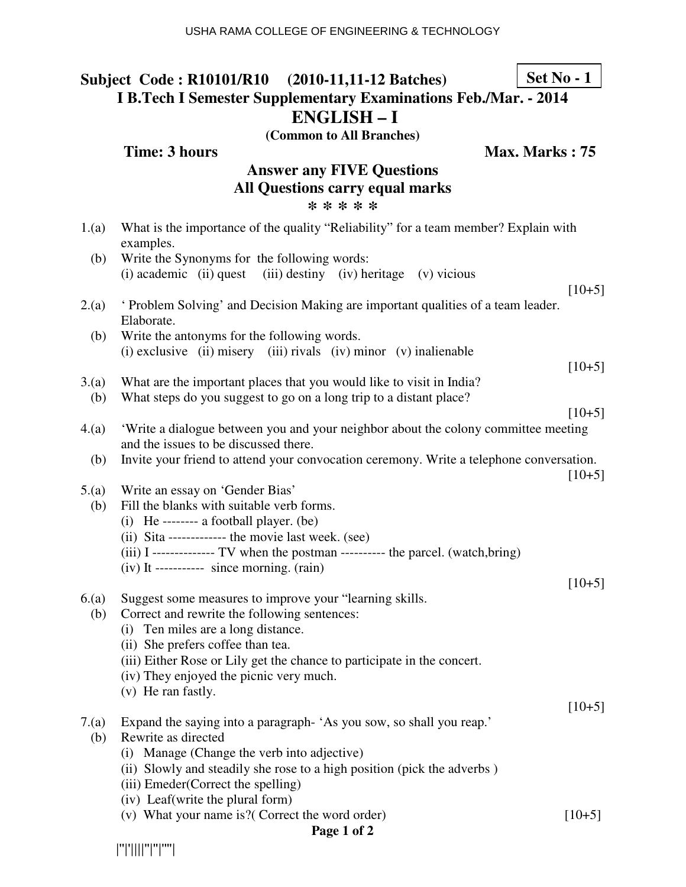USHA RAMA COLLEGE OF ENGINEERING & TECHNOLOGY

**Subject Code : R10101/R10 (2010-11,11-12 Batches)** **Set No - 1**

## I B.Tech I Semester Supplementary Examinations Feb./Mar. - 2014

# ENGLISH – I

**(Common to All Branches)**

**Time: 3 hours** **Max. Marks : 75**

**Answer any FIVE Questions**
**All Questions carry equal marks**

*****

1.(a) What is the importance of the quality "Reliability" for a team member? Explain with examples.

(b) Write the Synonyms for the following words:
(i) academic (ii) quest (iii) destiny (iv) heritage (v) vicious

[10+5]

2.(a) ' Problem Solving' and Decision Making are important qualities of a team leader. Elaborate.

(b) Write the antonyms for the following words.
(i) exclusive (ii) misery (iii) rivals (iv) minor (v) inalienable

[10+5]

3.(a) What are the important places that you would like to visit in India?

(b) What steps do you suggest to go on a long trip to a distant place?

[10+5]

4.(a) 'Write a dialogue between you and your neighbor about the colony committee meeting and the issues to be discussed there.

(b) Invite your friend to attend your convocation ceremony. Write a telephone conversation.

[10+5]

5.(a) Write an essay on 'Gender Bias'

(b) Fill the blanks with suitable verb forms.
(i) He -------- a football player. (be)
(ii) Sita ------------- the movie last week. (see)
(iii) I -------------- TV when the postman ---------- the parcel. (watch,bring)
(iv) It ----------- since morning. (rain)

[10+5]

6.(a) Suggest some measures to improve your "learning skills.

(b) Correct and rewrite the following sentences:
(i) Ten miles are a long distance.
(ii) She prefers coffee than tea.
(iii) Either Rose or Lily get the chance to participate in the concert.
(iv) They enjoyed the picnic very much.
(v) He ran fastly.

[10+5]

7.(a) Expand the saying into a paragraph- 'As you sow, so shall you reap.'

(b) Rewrite as directed
(i) Manage (Change the verb into adjective)
(ii) Slowly and steadily she rose to a high position (pick the adverbs )
(iii) Emeder(Correct the spelling)
(iv) Leaf(write the plural form)
(v) What your name is?( Correct the word order)

[10+5]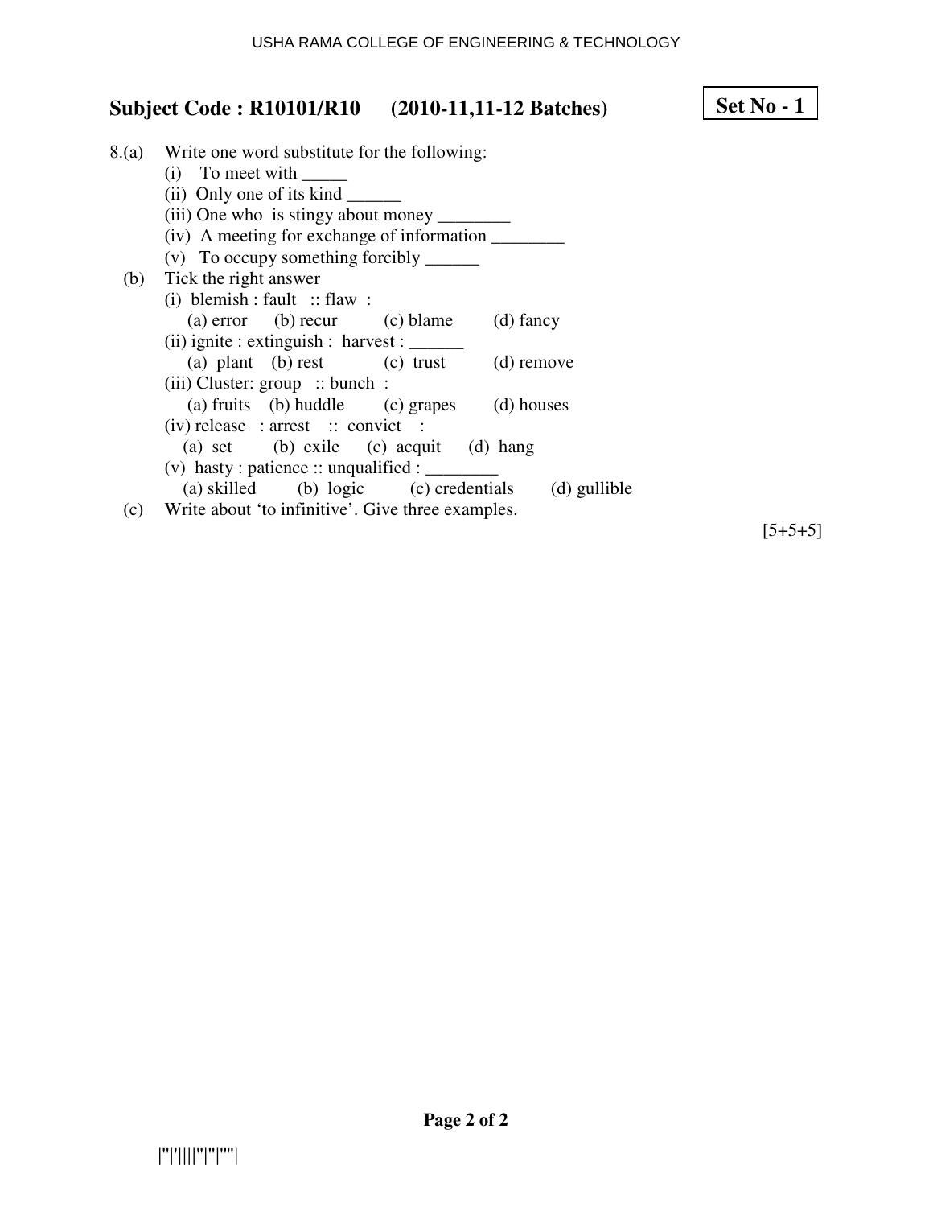**Subject Code : R10101/R10 (2010-11,11-12 Batches)** **Set No - 1**

8.(a) Write one word substitute for the following:

(i) To meet with _____

(ii) Only one of its kind ______

(iii) One who is stingy about money ________

(iv) A meeting for exchange of information ________

(v) To occupy something forcibly ______

(b) Tick the right answer

(i) blemish : fault :: flaw :

(a) error (b) recur (c) blame (d) fancy

(ii) ignite : extinguish : harvest : ______

(a) plant (b) rest (c) trust (d) remove

(iii) Cluster: group :: bunch :

(a) fruits (b) huddle (c) grapes (d) houses

(iv) release : arrest :: convict :

(a) set (b) exile (c) acquit (d) hang

(v) hasty : patience :: unqualified : ________

(a) skilled (b) logic (c) credentials (d) gullible

(c) Write about 'to infinitive'. Give three examples.

[5+5+5]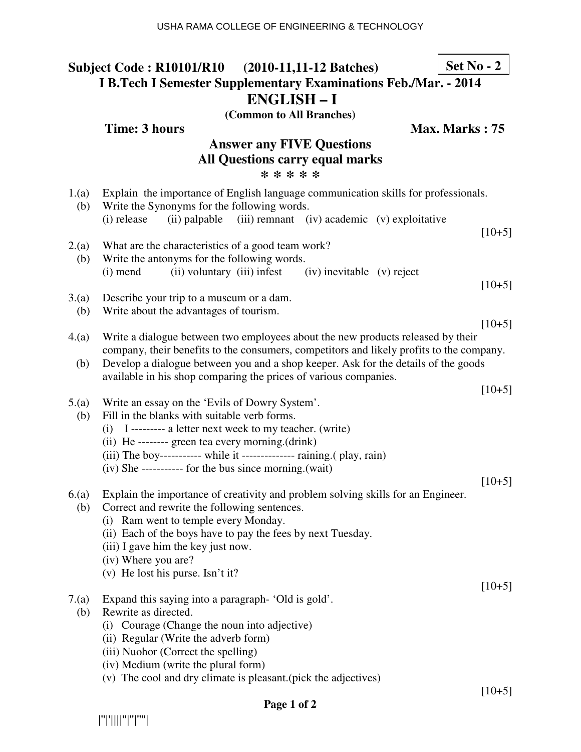**Subject Code : R10101/R10 (2010-11,11-12 Batches)** **Set No - 2**

**I B.Tech I Semester Supplementary Examinations Feb./Mar. - 2014**

# ENGLISH – I

**(Common to All Branches)**

**Time: 3 hours** **Max. Marks : 75**

**Answer any FIVE Questions**
**All Questions carry equal marks**

**\* \* \* \* \***

1.(a) Explain the importance of English language communication skills for professionals.
  (b) Write the Synonyms for the following words.
    (i) release (ii) palpable (iii) remnant (iv) academic (v) exploitative

[10+5]

2.(a) What are the characteristics of a good team work?
  (b) Write the antonyms for the following words.
    (i) mend (ii) voluntary (iii) infest (iv) inevitable (v) reject

[10+5]

3.(a) Describe your trip to a museum or a dam.
  (b) Write about the advantages of tourism.

[10+5]

4.(a) Write a dialogue between two employees about the new products released by their company, their benefits to the consumers, competitors and likely profits to the company.
  (b) Develop a dialogue between you and a shop keeper. Ask for the details of the goods available in his shop comparing the prices of various companies.

[10+5]

5.(a) Write an essay on the 'Evils of Dowry System'.
  (b) Fill in the blanks with suitable verb forms.
    (i) I --------- a letter next week to my teacher. (write)
    (ii) He -------- green tea every morning.(drink)
    (iii) The boy----------- while it -------------- raining.( play, rain)
    (iv) She ----------- for the bus since morning.(wait)

[10+5]

6.(a) Explain the importance of creativity and problem solving skills for an Engineer.
  (b) Correct and rewrite the following sentences.
    (i) Ram went to temple every Monday.
    (ii) Each of the boys have to pay the fees by next Tuesday.
    (iii) I gave him the key just now.
    (iv) Where you are?
    (v) He lost his purse. Isn't it?

[10+5]

7.(a) Expand this saying into a paragraph- 'Old is gold'.
  (b) Rewrite as directed.
    (i) Courage (Change the noun into adjective)
    (ii) Regular (Write the adverb form)
    (iii) Nuohor (Correct the spelling)
    (iv) Medium (write the plural form)
    (v) The cool and dry climate is pleasant.(pick the adjectives)

[10+5]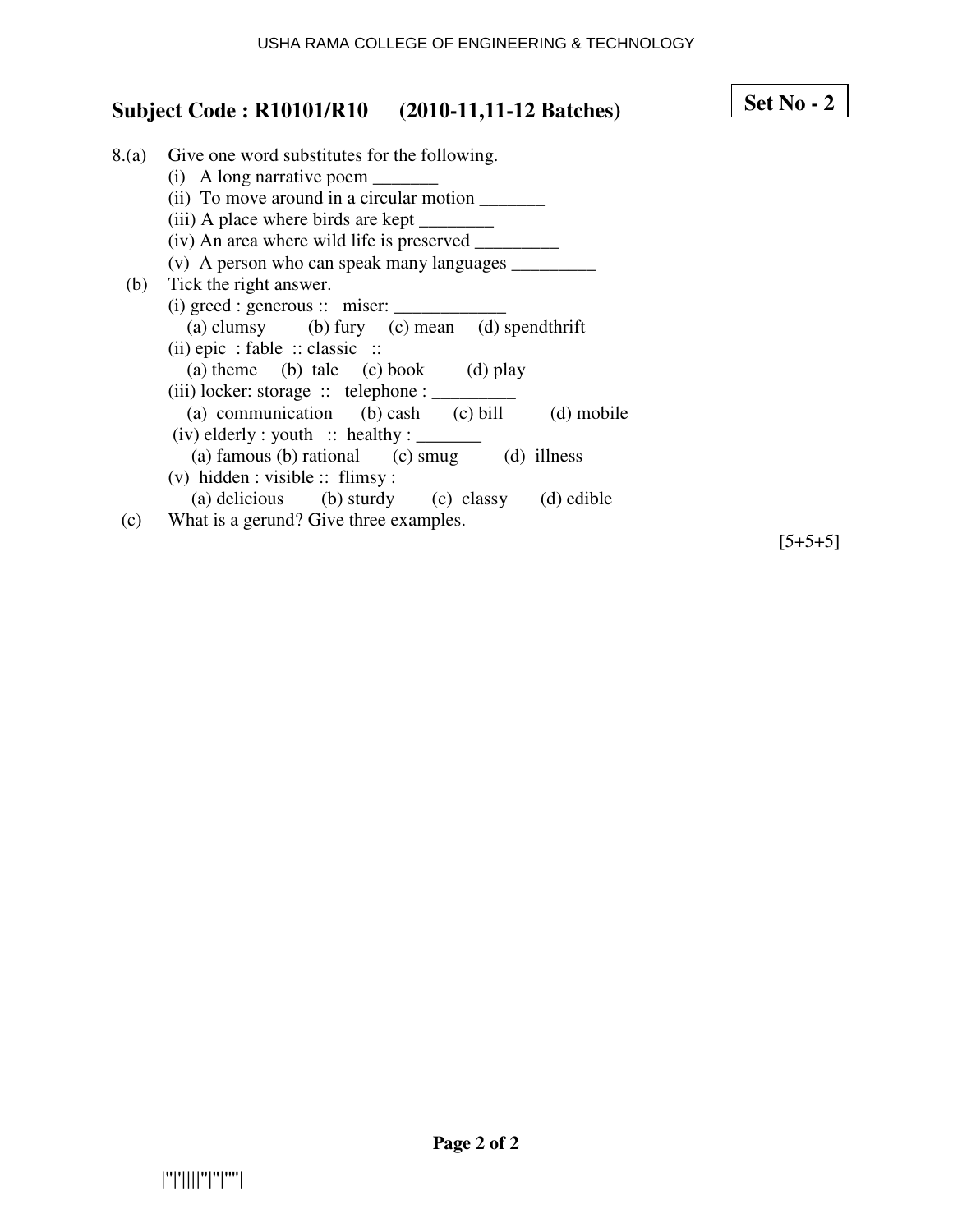**Subject Code : R10101/R10 (2010-11,11-12 Batches)**

**Set No - 2**

8.(a) Give one word substitutes for the following.

(i) A long narrative poem _______

(ii) To move around in a circular motion _______

(iii) A place where birds are kept ________

(iv) An area where wild life is preserved _________

(v) A person who can speak many languages _________

(b) Tick the right answer.

(i) greed : generous :: miser: ____________

(a) clumsy (b) fury (c) mean (d) spendthrift

(ii) epic : fable :: classic ::

(a) theme (b) tale (c) book (d) play

(iii) locker: storage :: telephone : _________

(a) communication (b) cash (c) bill (d) mobile

(iv) elderly : youth :: healthy : _______

(a) famous (b) rational (c) smug (d) illness

(v) hidden : visible :: flimsy :

(a) delicious (b) sturdy (c) classy (d) edible

(c) What is a gerund? Give three examples.

[5+5+5]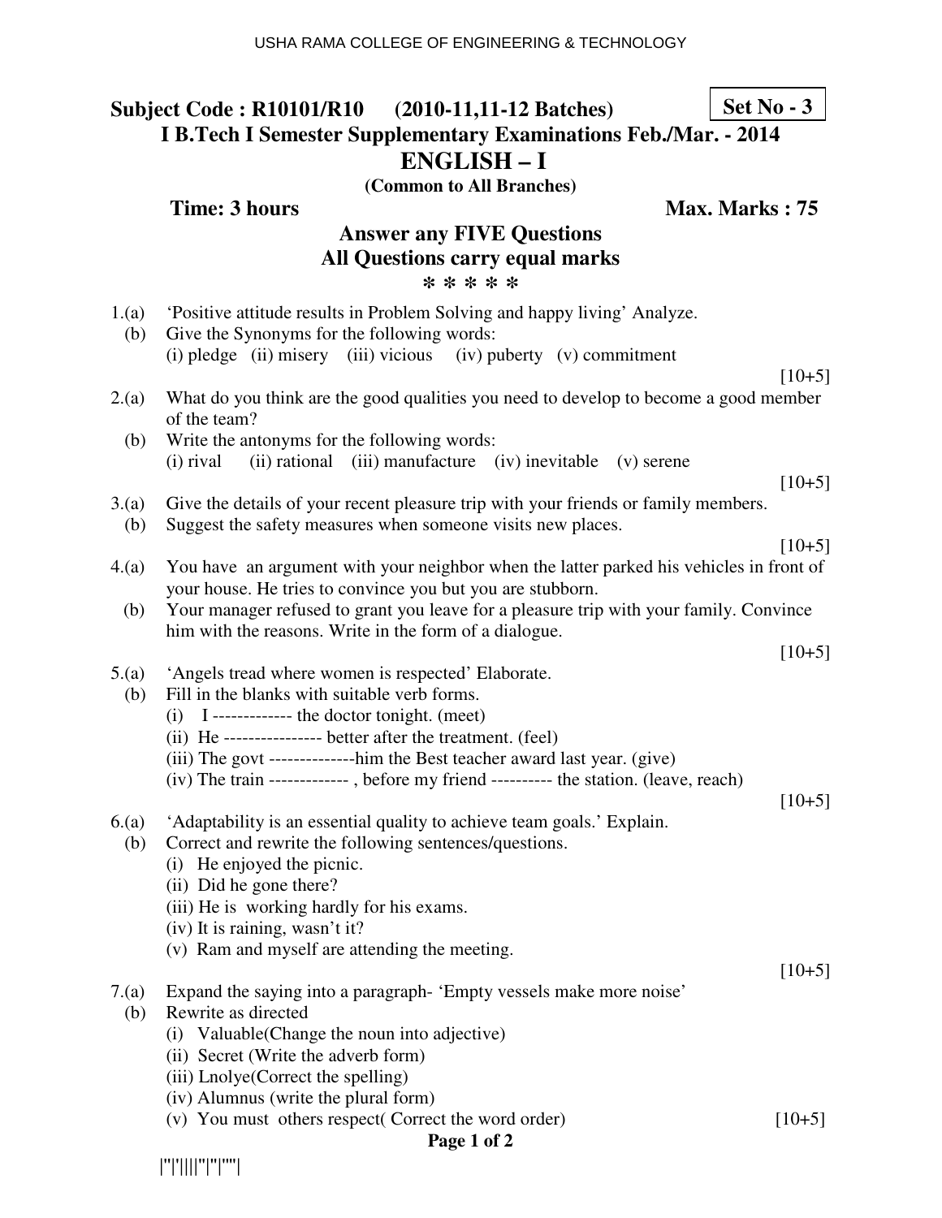**Subject Code : R10101/R10 (2010-11,11-12 Batches)** **Set No - 3**

## I B.Tech I Semester Supplementary Examinations Feb./Mar. - 2014

# ENGLISH – I

**(Common to All Branches)**

**Time: 3 hours** **Max. Marks : 75**

**Answer any FIVE Questions**
**All Questions carry equal marks**

**\* \* \* \* \***

1.(a) 'Positive attitude results in Problem Solving and happy living' Analyze.
(b) Give the Synonyms for the following words:
(i) pledge (ii) misery (iii) vicious (iv) puberty (v) commitment

[10+5]

2.(a) What do you think are the good qualities you need to develop to become a good member of the team?
(b) Write the antonyms for the following words:
(i) rival (ii) rational (iii) manufacture (iv) inevitable (v) serene

[10+5]

3.(a) Give the details of your recent pleasure trip with your friends or family members.
(b) Suggest the safety measures when someone visits new places.

[10+5]

4.(a) You have an argument with your neighbor when the latter parked his vehicles in front of your house. He tries to convince you but you are stubborn.
(b) Your manager refused to grant you leave for a pleasure trip with your family. Convince him with the reasons. Write in the form of a dialogue.

[10+5]

5.(a) 'Angels tread where women is respected' Elaborate.
(b) Fill in the blanks with suitable verb forms.
(i) I ------------ the doctor tonight. (meet)
(ii) He ---------------- better after the treatment. (feel)
(iii) The govt --------------him the Best teacher award last year. (give)
(iv) The train ------------- , before my friend ---------- the station. (leave, reach)

[10+5]

6.(a) 'Adaptability is an essential quality to achieve team goals.' Explain.
(b) Correct and rewrite the following sentences/questions.
(i) He enjoyed the picnic.
(ii) Did he gone there?
(iii) He is working hardly for his exams.
(iv) It is raining, wasn't it?
(v) Ram and myself are attending the meeting.

[10+5]

7.(a) Expand the saying into a paragraph- 'Empty vessels make more noise'
(b) Rewrite as directed
(i) Valuable(Change the noun into adjective)
(ii) Secret (Write the adverb form)
(iii) Lnolye(Correct the spelling)
(iv) Alumnus (write the plural form)
(v) You must others respect( Correct the word order)

[10+5]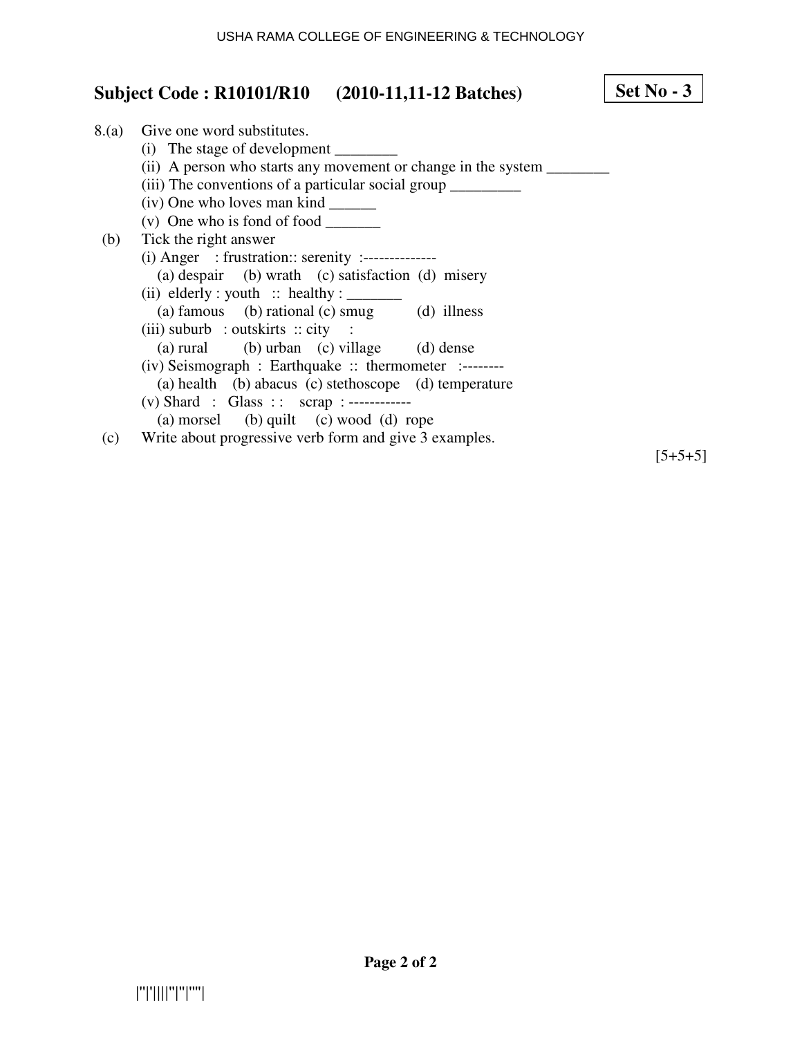**Subject Code : R10101/R10 (2010-11,11-12 Batches)** **Set No - 3**

8.(a) Give one word substitutes.

(i) The stage of development ________

(ii) A person who starts any movement or change in the system ________

(iii) The conventions of a particular social group _________

(iv) One who loves man kind ______

(v) One who is fond of food _______

(b) Tick the right answer

(i) Anger : frustration:: serenity :--------------

(a) despair (b) wrath (c) satisfaction (d) misery

(ii) elderly : youth :: healthy : _______

(a) famous (b) rational (c) smug (d) illness

(iii) suburb : outskirts :: city :

(a) rural (b) urban (c) village (d) dense

(iv) Seismograph : Earthquake :: thermometer :--------

(a) health (b) abacus (c) stethoscope (d) temperature

(v) Shard : Glass : : scrap : ------------

(a) morsel (b) quilt (c) wood (d) rope

(c) Write about progressive verb form and give 3 examples.

[5+5+5]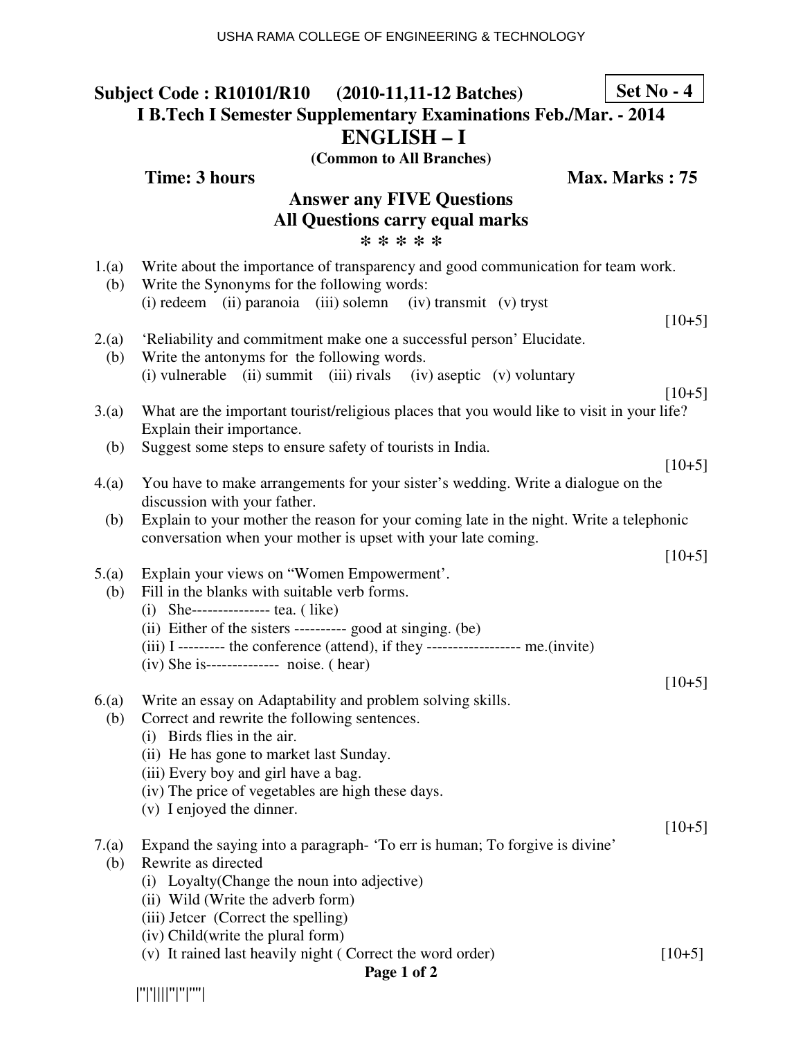**Subject Code : R10101/R10 (2010-11,11-12 Batches)** **Set No - 4**

**I B.Tech I Semester Supplementary Examinations Feb./Mar. - 2014**

# ENGLISH – I

**(Common to All Branches)**

**Time: 3 hours** **Max. Marks : 75**

**Answer any FIVE Questions**
**All Questions carry equal marks**

**\* \* \* \* \***

1.(a) Write about the importance of transparency and good communication for team work.
 (b) Write the Synonyms for the following words:
 (i) redeem (ii) paranoia (iii) solemn (iv) transmit (v) tryst
 [10+5]

2.(a) 'Reliability and commitment make one a successful person' Elucidate.
 (b) Write the antonyms for the following words.
 (i) vulnerable (ii) summit (iii) rivals (iv) aseptic (v) voluntary
 [10+5]

3.(a) What are the important tourist/religious places that you would like to visit in your life? Explain their importance.
 (b) Suggest some steps to ensure safety of tourists in India.
 [10+5]

4.(a) You have to make arrangements for your sister's wedding. Write a dialogue on the discussion with your father.
 (b) Explain to your mother the reason for your coming late in the night. Write a telephonic conversation when your mother is upset with your late coming.
 [10+5]

5.(a) Explain your views on "Women Empowerment'.
 (b) Fill in the blanks with suitable verb forms.
 (i) She--------------- tea. ( like)
 (ii) Either of the sisters ---------- good at singing. (be)
 (iii) I --------- the conference (attend), if they ------------------ me.(invite)
 (iv) She is-------------- noise. ( hear)
 [10+5]

6.(a) Write an essay on Adaptability and problem solving skills.
 (b) Correct and rewrite the following sentences.
 (i) Birds flies in the air.
 (ii) He has gone to market last Sunday.
 (iii) Every boy and girl have a bag.
 (iv) The price of vegetables are high these days.
 (v) I enjoyed the dinner.
 [10+5]

7.(a) Expand the saying into a paragraph- 'To err is human; To forgive is divine'
 (b) Rewrite as directed
 (i) Loyalty(Change the noun into adjective)
 (ii) Wild (Write the adverb form)
 (iii) Jetcer (Correct the spelling)
 (iv) Child(write the plural form)
 (v) It rained last heavily night ( Correct the word order)
 [10+5]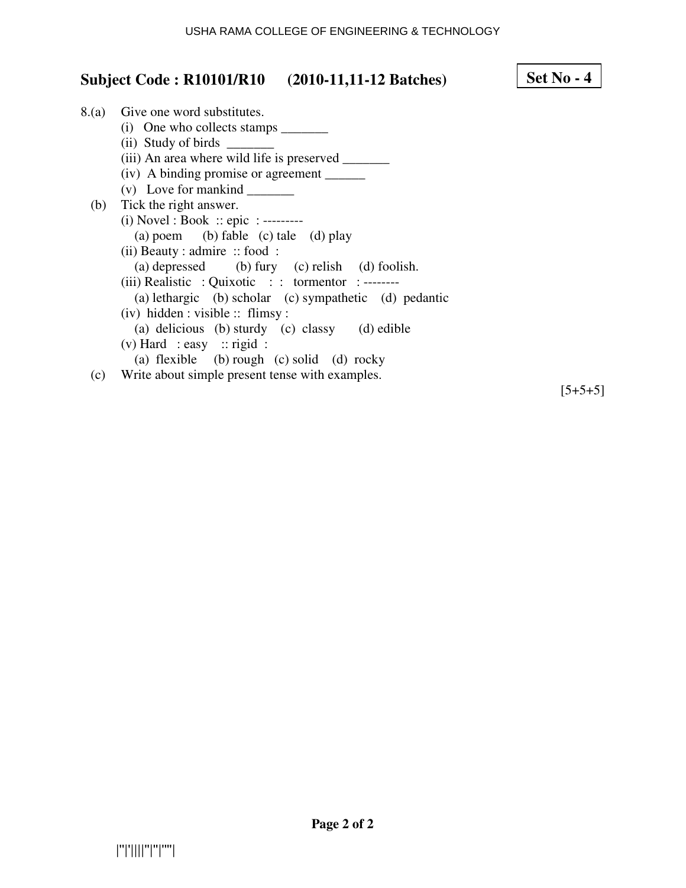**Subject Code : R10101/R10 (2010-11,11-12 Batches)** **Set No - 4**

8.(a) Give one word substitutes.

(i) One who collects stamps _______

(ii) Study of birds _______

(iii) An area where wild life is preserved _______

(iv) A binding promise or agreement ______

(v) Love for mankind _______

(b) Tick the right answer.

(i) Novel : Book :: epic : ---------

(a) poem (b) fable (c) tale (d) play

(ii) Beauty : admire :: food :

(a) depressed (b) fury (c) relish (d) foolish.

(iii) Realistic : Quixotic : : tormentor : --------

(a) lethargic (b) scholar (c) sympathetic (d) pedantic

(iv) hidden : visible :: flimsy :

(a) delicious (b) sturdy (c) classy (d) edible

(v) Hard : easy :: rigid :

(a) flexible (b) rough (c) solid (d) rocky

(c) Write about simple present tense with examples.

[5+5+5]